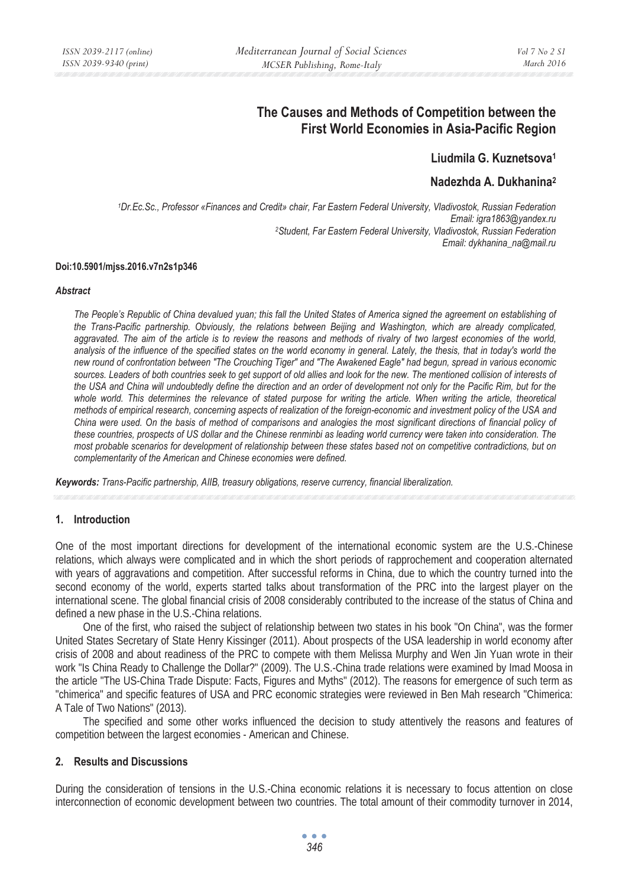# The Causes and Methods of Competition between the First World Economies in Asia-Pacific Region

**Liudmila G. Kuznetsova[1]**

**Nadezhda A. Dukhanina[2]**

*[1]Dr.Ec.Sc., Professor «Finances and Credit» chair, Far Eastern Federal University, Vladivostok, Russian Federation*
*Email: igra1863@yandex.ru*
*[2]Student, Far Eastern Federal University, Vladivostok, Russian Federation*
*Email: dykhanina_na@mail.ru*

**Doi:10.5901/mjss.2016.v7n2s1p346**

***Abstract***

*The People's Republic of China devalued yuan; this fall the United States of America signed the agreement on establishing of the Trans-Pacific partnership. Obviously, the relations between Beijing and Washington, which are already complicated, aggravated. The aim of the article is to review the reasons and methods of rivalry of two largest economies of the world, analysis of the influence of the specified states on the world economy in general. Lately, the thesis, that in today's world the new round of confrontation between "The Crouching Tiger" and "The Awakened Eagle" had begun, spread in various economic sources. Leaders of both countries seek to get support of old allies and look for the new. The mentioned collision of interests of the USA and China will undoubtedly define the direction and an order of development not only for the Pacific Rim, but for the whole world. This determines the relevance of stated purpose for writing the article. When writing the article, theoretical methods of empirical research, concerning aspects of realization of the foreign-economic and investment policy of the USA and China were used. On the basis of method of comparisons and analogies the most significant directions of financial policy of these countries, prospects of US dollar and the Chinese renminbi as leading world currency were taken into consideration. The most probable scenarios for development of relationship between these states based not on competitive contradictions, but on complementarity of the American and Chinese economies were defined.*

***Keywords:*** *Trans-Pacific partnership, AIIB, treasury obligations, reserve currency, financial liberalization.*

## 1. Introduction

One of the most important directions for development of the international economic system are the U.S.-Chinese relations, which always were complicated and in which the short periods of rapprochement and cooperation alternated with years of aggravations and competition. After successful reforms in China, due to which the country turned into the second economy of the world, experts started talks about transformation of the PRC into the largest player on the international scene. The global financial crisis of 2008 considerably contributed to the increase of the status of China and defined a new phase in the U.S.-China relations.

One of the first, who raised the subject of relationship between two states in his book "On China", was the former United States Secretary of State Henry Kissinger (2011). About prospects of the USA leadership in world economy after crisis of 2008 and about readiness of the PRC to compete with them Melissa Murphy and Wen Jin Yuan wrote in their work "Is China Ready to Challenge the Dollar?" (2009). The U.S.-China trade relations were examined by Imad Moosa in the article "The US-China Trade Dispute: Facts, Figures and Myths" (2012). The reasons for emergence of such term as "chimerica" and specific features of USA and PRC economic strategies were reviewed in Ben Mah research "Chimerica: A Tale of Two Nations" (2013).

The specified and some other works influenced the decision to study attentively the reasons and features of competition between the largest economies - American and Chinese.

## 2. Results and Discussions

During the consideration of tensions in the U.S.-China economic relations it is necessary to focus attention on close interconnection of economic development between two countries. The total amount of their commodity turnover in 2014,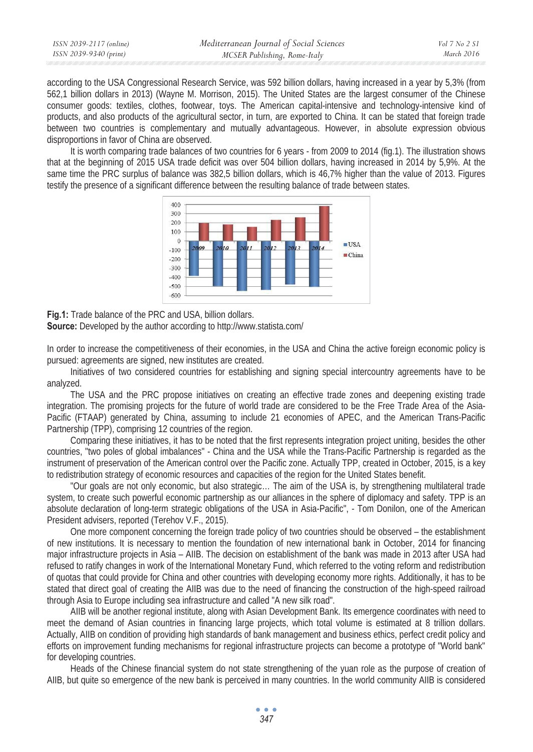according to the USA Congressional Research Service, was 592 billion dollars, having increased in a year by 5,3% (from 562,1 billion dollars in 2013) (Wayne M. Morrison, 2015). The United States are the largest consumer of the Chinese consumer goods: textiles, clothes, footwear, toys. The American capital-intensive and technology-intensive kind of products, and also products of the agricultural sector, in turn, are exported to China. It can be stated that foreign trade between two countries is complementary and mutually advantageous. However, in absolute expression obvious disproportions in favor of China are observed.

It is worth comparing trade balances of two countries for 6 years - from 2009 to 2014 (fig.1). The illustration shows that at the beginning of 2015 USA trade deficit was over 504 billion dollars, having increased in 2014 by 5,9%. At the same time the PRC surplus of balance was 382,5 billion dollars, which is 46,7% higher than the value of 2013. Figures testify the presence of a significant difference between the resulting balance of trade between states.

**Fig.1:** Trade balance of the PRC and USA, billion dollars.
**Source:** Developed by the author according to http://www.statista.com/

In order to increase the competitiveness of their economies, in the USA and China the active foreign economic policy is pursued: agreements are signed, new institutes are created.

Initiatives of two considered countries for establishing and signing special intercountry agreements have to be analyzed.

The USA and the PRC propose initiatives on creating an effective trade zones and deepening existing trade integration. The promising projects for the future of world trade are considered to be the Free Trade Area of the Asia-Pacific (FTAAP) generated by China, assuming to include 21 economies of APEC, and the American Trans-Pacific Partnership (TPP), comprising 12 countries of the region.

Comparing these initiatives, it has to be noted that the first represents integration project uniting, besides the other countries, "two poles of global imbalances" - China and the USA while the Trans-Pacific Partnership is regarded as the instrument of preservation of the American control over the Pacific zone. Actually TPP, created in October, 2015, is a key to redistribution strategy of economic resources and capacities of the region for the United States benefit.

"Our goals are not only economic, but also strategic… The aim of the USA is, by strengthening multilateral trade system, to create such powerful economic partnership as our alliances in the sphere of diplomacy and safety. TPP is an absolute declaration of long-term strategic obligations of the USA in Asia-Pacific", - Tom Donilon, one of the American President advisers, reported (Terehov V.F., 2015).

One more component concerning the foreign trade policy of two countries should be observed – the establishment of new institutions. It is necessary to mention the foundation of new international bank in October, 2014 for financing major infrastructure projects in Asia – AIIB. The decision on establishment of the bank was made in 2013 after USA had refused to ratify changes in work of the International Monetary Fund, which referred to the voting reform and redistribution of quotas that could provide for China and other countries with developing economy more rights. Additionally, it has to be stated that direct goal of creating the AIIB was due to the need of financing the construction of the high-speed railroad through Asia to Europe including sea infrastructure and called "A new silk road".

AIIB will be another regional institute, along with Asian Development Bank. Its emergence coordinates with need to meet the demand of Asian countries in financing large projects, which total volume is estimated at 8 trillion dollars. Actually, AIIB on condition of providing high standards of bank management and business ethics, perfect credit policy and efforts on improvement funding mechanisms for regional infrastructure projects can become a prototype of "World bank" for developing countries.

Heads of the Chinese financial system do not state strengthening of the yuan role as the purpose of creation of AIIB, but quite so emergence of the new bank is perceived in many countries. In the world community AIIB is considered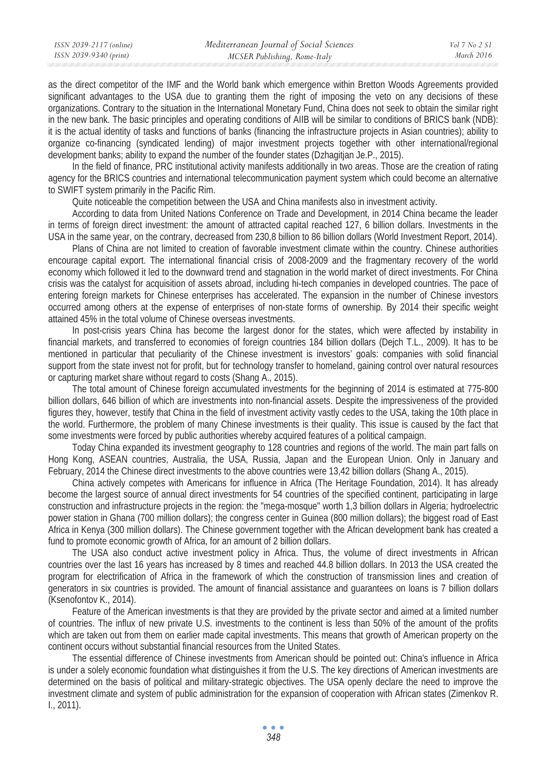as the direct competitor of the IMF and the World bank which emergence within Bretton Woods Agreements provided significant advantages to the USA due to granting them the right of imposing the veto on any decisions of these organizations. Contrary to the situation in the International Monetary Fund, China does not seek to obtain the similar right in the new bank. The basic principles and operating conditions of AIIB will be similar to conditions of BRICS bank (NDB): it is the actual identity of tasks and functions of banks (financing the infrastructure projects in Asian countries); ability to organize co-financing (syndicated lending) of major investment projects together with other international/regional development banks; ability to expand the number of the founder states (Dzhagitjan Je.P., 2015).

In the field of finance, PRC institutional activity manifests additionally in two areas. Those are the creation of rating agency for the BRICS countries and international telecommunication payment system which could become an alternative to SWIFT system primarily in the Pacific Rim.

Quite noticeable the competition between the USA and China manifests also in investment activity.

According to data from United Nations Conference on Trade and Development, in 2014 China became the leader in terms of foreign direct investment: the amount of attracted capital reached 127, 6 billion dollars. Investments in the USA in the same year, on the contrary, decreased from 230,8 billion to 86 billion dollars (World Investment Report, 2014).

Plans of China are not limited to creation of favorable investment climate within the country. Chinese authorities encourage capital export. The international financial crisis of 2008-2009 and the fragmentary recovery of the world economy which followed it led to the downward trend and stagnation in the world market of direct investments. For China crisis was the catalyst for acquisition of assets abroad, including hi-tech companies in developed countries. The pace of entering foreign markets for Chinese enterprises has accelerated. The expansion in the number of Chinese investors occurred among others at the expense of enterprises of non-state forms of ownership. By 2014 their specific weight attained 45% in the total volume of Chinese overseas investments.

In post-crisis years China has become the largest donor for the states, which were affected by instability in financial markets, and transferred to economies of foreign countries 184 billion dollars (Dejch T.L., 2009). It has to be mentioned in particular that peculiarity of the Chinese investment is investors' goals: companies with solid financial support from the state invest not for profit, but for technology transfer to homeland, gaining control over natural resources or capturing market share without regard to costs (Shang A., 2015).

The total amount of Chinese foreign accumulated investments for the beginning of 2014 is estimated at 775-800 billion dollars, 646 billion of which are investments into non-financial assets. Despite the impressiveness of the provided figures they, however, testify that China in the field of investment activity vastly cedes to the USA, taking the 10th place in the world. Furthermore, the problem of many Chinese investments is their quality. This issue is caused by the fact that some investments were forced by public authorities whereby acquired features of a political campaign.

Today China expanded its investment geography to 128 countries and regions of the world. The main part falls on Hong Kong, ASEAN countries, Australia, the USA, Russia, Japan and the European Union. Only in January and February, 2014 the Chinese direct investments to the above countries were 13,42 billion dollars (Shang A., 2015).

China actively competes with Americans for influence in Africa (The Heritage Foundation, 2014). It has already become the largest source of annual direct investments for 54 countries of the specified continent, participating in large construction and infrastructure projects in the region: the "mega-mosque" worth 1,3 billion dollars in Algeria; hydroelectric power station in Ghana (700 million dollars); the congress center in Guinea (800 million dollars); the biggest road of East Africa in Kenya (300 million dollars). The Chinese government together with the African development bank has created a fund to promote economic growth of Africa, for an amount of 2 billion dollars.

The USA also conduct active investment policy in Africa. Thus, the volume of direct investments in African countries over the last 16 years has increased by 8 times and reached 44.8 billion dollars. In 2013 the USA created the program for electrification of Africa in the framework of which the construction of transmission lines and creation of generators in six countries is provided. The amount of financial assistance and guarantees on loans is 7 billion dollars (Ksenofontov K., 2014).

Feature of the American investments is that they are provided by the private sector and aimed at a limited number of countries. The influx of new private U.S. investments to the continent is less than 50% of the amount of the profits which are taken out from them on earlier made capital investments. This means that growth of American property on the continent occurs without substantial financial resources from the United States.

The essential difference of Chinese investments from American should be pointed out: China's influence in Africa is under a solely economic foundation what distinguishes it from the U.S. The key directions of American investments are determined on the basis of political and military-strategic objectives. The USA openly declare the need to improve the investment climate and system of public administration for the expansion of cooperation with African states (Zimenkov R. I., 2011).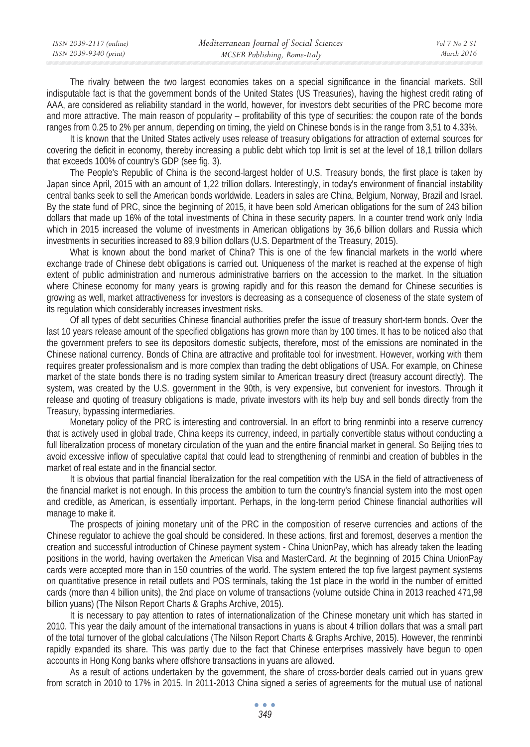The rivalry between the two largest economies takes on a special significance in the financial markets. Still indisputable fact is that the government bonds of the United States (US Treasuries), having the highest credit rating of AAA, are considered as reliability standard in the world, however, for investors debt securities of the PRC become more and more attractive. The main reason of popularity – profitability of this type of securities: the coupon rate of the bonds ranges from 0.25 to 2% per annum, depending on timing, the yield on Chinese bonds is in the range from 3,51 to 4.33%.

It is known that the United States actively uses release of treasury obligations for attraction of external sources for covering the deficit in economy, thereby increasing a public debt which top limit is set at the level of 18,1 trillion dollars that exceeds 100% of country's GDP (see fig. 3).

The People's Republic of China is the second-largest holder of U.S. Treasury bonds, the first place is taken by Japan since April, 2015 with an amount of 1,22 trillion dollars. Interestingly, in today's environment of financial instability central banks seek to sell the American bonds worldwide. Leaders in sales are China, Belgium, Norway, Brazil and Israel. By the state fund of PRC, since the beginning of 2015, it have been sold American obligations for the sum of 243 billion dollars that made up 16% of the total investments of China in these security papers. In a counter trend work only India which in 2015 increased the volume of investments in American obligations by 36,6 billion dollars and Russia which investments in securities increased to 89,9 billion dollars (U.S. Department of the Treasury, 2015).

What is known about the bond market of China? This is one of the few financial markets in the world where exchange trade of Chinese debt obligations is carried out. Uniqueness of the market is reached at the expense of high extent of public administration and numerous administrative barriers on the accession to the market. In the situation where Chinese economy for many years is growing rapidly and for this reason the demand for Chinese securities is growing as well, market attractiveness for investors is decreasing as a consequence of closeness of the state system of its regulation which considerably increases investment risks.

Of all types of debt securities Chinese financial authorities prefer the issue of treasury short-term bonds. Over the last 10 years release amount of the specified obligations has grown more than by 100 times. It has to be noticed also that the government prefers to see its depositors domestic subjects, therefore, most of the emissions are nominated in the Chinese national currency. Bonds of China are attractive and profitable tool for investment. However, working with them requires greater professionalism and is more complex than trading the debt obligations of USA. For example, on Chinese market of the state bonds there is no trading system similar to American treasury direct (treasury account directly). The system, was created by the U.S. government in the 90th, is very expensive, but convenient for investors. Through it release and quoting of treasury obligations is made, private investors with its help buy and sell bonds directly from the Treasury, bypassing intermediaries.

Monetary policy of the PRC is interesting and controversial. In an effort to bring renminbi into a reserve currency that is actively used in global trade, China keeps its currency, indeed, in partially convertible status without conducting a full liberalization process of monetary circulation of the yuan and the entire financial market in general. So Beijing tries to avoid excessive inflow of speculative capital that could lead to strengthening of renminbi and creation of bubbles in the market of real estate and in the financial sector.

It is obvious that partial financial liberalization for the real competition with the USA in the field of attractiveness of the financial market is not enough. In this process the ambition to turn the country's financial system into the most open and credible, as American, is essentially important. Perhaps, in the long-term period Chinese financial authorities will manage to make it.

The prospects of joining monetary unit of the PRC in the composition of reserve currencies and actions of the Chinese regulator to achieve the goal should be considered. In these actions, first and foremost, deserves a mention the creation and successful introduction of Chinese payment system - China UnionPay, which has already taken the leading positions in the world, having overtaken the American Visa and MasterCard. At the beginning of 2015 China UnionPay cards were accepted more than in 150 countries of the world. The system entered the top five largest payment systems on quantitative presence in retail outlets and POS terminals, taking the 1st place in the world in the number of emitted cards (more than 4 billion units), the 2nd place on volume of transactions (volume outside China in 2013 reached 471,98 billion yuans) (The Nilson Report Charts & Graphs Archive, 2015).

It is necessary to pay attention to rates of internationalization of the Chinese monetary unit which has started in 2010. This year the daily amount of the international transactions in yuans is about 4 trillion dollars that was a small part of the total turnover of the global calculations (The Nilson Report Charts & Graphs Archive, 2015). However, the renminbi rapidly expanded its share. This was partly due to the fact that Chinese enterprises massively have begun to open accounts in Hong Kong banks where offshore transactions in yuans are allowed.

As a result of actions undertaken by the government, the share of cross-border deals carried out in yuans grew from scratch in 2010 to 17% in 2015. In 2011-2013 China signed a series of agreements for the mutual use of national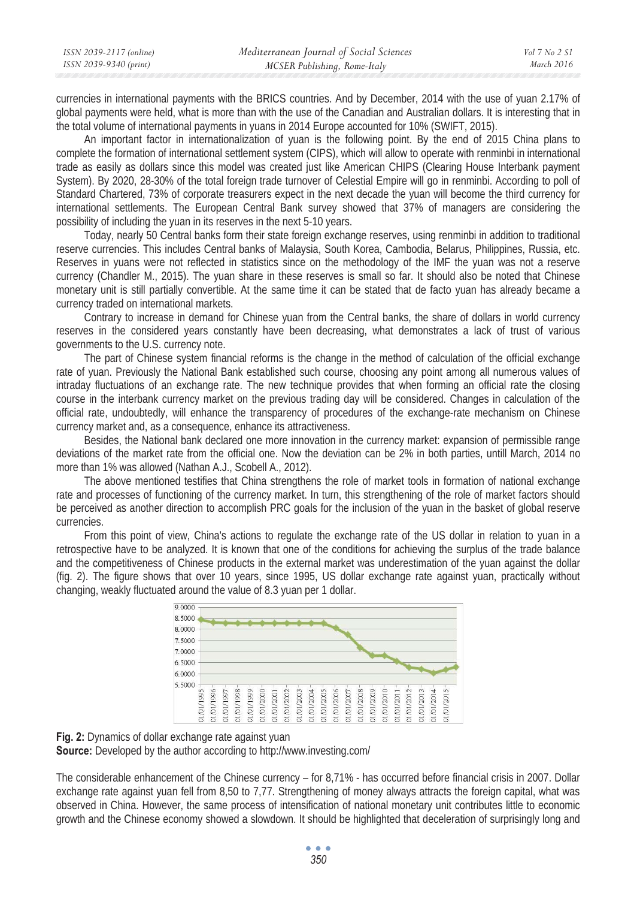currencies in international payments with the BRICS countries. And by December, 2014 with the use of yuan 2.17% of global payments were held, what is more than with the use of the Canadian and Australian dollars. It is interesting that in the total volume of international payments in yuans in 2014 Europe accounted for 10% (SWIFT, 2015).

An important factor in internationalization of yuan is the following point. By the end of 2015 China plans to complete the formation of international settlement system (CIPS), which will allow to operate with renminbi in international trade as easily as dollars since this model was created just like American CHIPS (Clearing House Interbank payment System). By 2020, 28-30% of the total foreign trade turnover of Celestial Empire will go in renminbi. According to poll of Standard Chartered, 73% of corporate treasurers expect in the next decade the yuan will become the third currency for international settlements. The European Central Bank survey showed that 37% of managers are considering the possibility of including the yuan in its reserves in the next 5-10 years.

Today, nearly 50 Central banks form their state foreign exchange reserves, using renminbi in addition to traditional reserve currencies. This includes Central banks of Malaysia, South Korea, Cambodia, Belarus, Philippines, Russia, etc. Reserves in yuans were not reflected in statistics since on the methodology of the IMF the yuan was not a reserve currency (Chandler M., 2015). The yuan share in these reserves is small so far. It should also be noted that Chinese monetary unit is still partially convertible. At the same time it can be stated that de facto yuan has already became a currency traded on international markets.

Contrary to increase in demand for Chinese yuan from the Central banks, the share of dollars in world currency reserves in the considered years constantly have been decreasing, what demonstrates a lack of trust of various governments to the U.S. currency note.

The part of Chinese system financial reforms is the change in the method of calculation of the official exchange rate of yuan. Previously the National Bank established such course, choosing any point among all numerous values of intraday fluctuations of an exchange rate. The new technique provides that when forming an official rate the closing course in the interbank currency market on the previous trading day will be considered. Changes in calculation of the official rate, undoubtedly, will enhance the transparency of procedures of the exchange-rate mechanism on Chinese currency market and, as a consequence, enhance its attractiveness.

Besides, the National bank declared one more innovation in the currency market: expansion of permissible range deviations of the market rate from the official one. Now the deviation can be 2% in both parties, untill March, 2014 no more than 1% was allowed (Nathan A.J., Scobell A., 2012).

The above mentioned testifies that China strengthens the role of market tools in formation of national exchange rate and processes of functioning of the currency market. In turn, this strengthening of the role of market factors should be perceived as another direction to accomplish PRC goals for the inclusion of the yuan in the basket of global reserve currencies.

From this point of view, China's actions to regulate the exchange rate of the US dollar in relation to yuan in a retrospective have to be analyzed. It is known that one of the conditions for achieving the surplus of the trade balance and the competitiveness of Chinese products in the external market was underestimation of the yuan against the dollar (fig. 2). The figure shows that over 10 years, since 1995, US dollar exchange rate against yuan, practically without changing, weakly fluctuated around the value of 8.3 yuan per 1 dollar.

**Fig. 2:** Dynamics of dollar exchange rate against yuan
**Source:** Developed by the author according to http://www.investing.com/

The considerable enhancement of the Chinese currency – for 8,71% - has occurred before financial crisis in 2007. Dollar exchange rate against yuan fell from 8,50 to 7,77. Strengthening of money always attracts the foreign capital, what was observed in China. However, the same process of intensification of national monetary unit contributes little to economic growth and the Chinese economy showed a slowdown. It should be highlighted that deceleration of surprisingly long and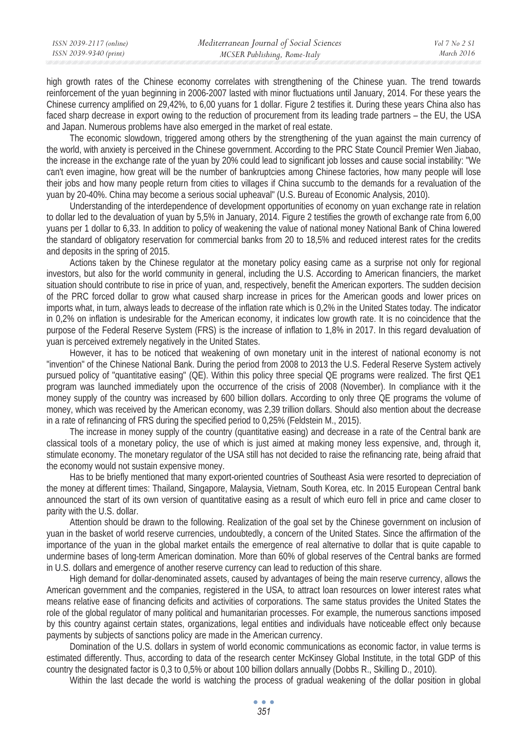high growth rates of the Chinese economy correlates with strengthening of the Chinese yuan. The trend towards reinforcement of the yuan beginning in 2006-2007 lasted with minor fluctuations until January, 2014. For these years the Chinese currency amplified on 29,42%, to 6,00 yuans for 1 dollar. Figure 2 testifies it. During these years China also has faced sharp decrease in export owing to the reduction of procurement from its leading trade partners – the EU, the USA and Japan. Numerous problems have also emerged in the market of real estate.

The economic slowdown, triggered among others by the strengthening of the yuan against the main currency of the world, with anxiety is perceived in the Chinese government. According to the PRC State Council Premier Wen Jiabao, the increase in the exchange rate of the yuan by 20% could lead to significant job losses and cause social instability: "We can't even imagine, how great will be the number of bankruptcies among Chinese factories, how many people will lose their jobs and how many people return from cities to villages if China succumb to the demands for a revaluation of the yuan by 20-40%. China may become a serious social upheaval" (U.S. Bureau of Economic Analysis, 2010).

Understanding of the interdependence of development opportunities of economy on yuan exchange rate in relation to dollar led to the devaluation of yuan by 5,5% in January, 2014. Figure 2 testifies the growth of exchange rate from 6,00 yuans per 1 dollar to 6,33. In addition to policy of weakening the value of national money National Bank of China lowered the standard of obligatory reservation for commercial banks from 20 to 18,5% and reduced interest rates for the credits and deposits in the spring of 2015.

Actions taken by the Chinese regulator at the monetary policy easing came as a surprise not only for regional investors, but also for the world community in general, including the U.S. According to American financiers, the market situation should contribute to rise in price of yuan, and, respectively, benefit the American exporters. The sudden decision of the PRC forced dollar to grow what caused sharp increase in prices for the American goods and lower prices on imports what, in turn, always leads to decrease of the inflation rate which is 0,2% in the United States today. The indicator in 0,2% on inflation is undesirable for the American economy, it indicates low growth rate. It is no coincidence that the purpose of the Federal Reserve System (FRS) is the increase of inflation to 1,8% in 2017. In this regard devaluation of yuan is perceived extremely negatively in the United States.

However, it has to be noticed that weakening of own monetary unit in the interest of national economy is not "invention" of the Chinese National Bank. During the period from 2008 to 2013 the U.S. Federal Reserve System actively pursued policy of "quantitative easing" (QE). Within this policy three special QE programs were realized. The first QE1 program was launched immediately upon the occurrence of the crisis of 2008 (November). In compliance with it the money supply of the country was increased by 600 billion dollars. According to only three QE programs the volume of money, which was received by the American economy, was 2,39 trillion dollars. Should also mention about the decrease in a rate of refinancing of FRS during the specified period to 0,25% (Feldstein M., 2015).

The increase in money supply of the country (quantitative easing) and decrease in a rate of the Central bank are classical tools of a monetary policy, the use of which is just aimed at making money less expensive, and, through it, stimulate economy. The monetary regulator of the USA still has not decided to raise the refinancing rate, being afraid that the economy would not sustain expensive money.

Has to be briefly mentioned that many export-oriented countries of Southeast Asia were resorted to depreciation of the money at different times: Thailand, Singapore, Malaysia, Vietnam, South Korea, etc. In 2015 European Central bank announced the start of its own version of quantitative easing as a result of which euro fell in price and came closer to parity with the U.S. dollar.

Attention should be drawn to the following. Realization of the goal set by the Chinese government on inclusion of yuan in the basket of world reserve currencies, undoubtedly, a concern of the United States. Since the affirmation of the importance of the yuan in the global market entails the emergence of real alternative to dollar that is quite capable to undermine bases of long-term American domination. More than 60% of global reserves of the Central banks are formed in U.S. dollars and emergence of another reserve currency can lead to reduction of this share.

High demand for dollar-denominated assets, caused by advantages of being the main reserve currency, allows the American government and the companies, registered in the USA, to attract loan resources on lower interest rates what means relative ease of financing deficits and activities of corporations. The same status provides the United States the role of the global regulator of many political and humanitarian processes. For example, the numerous sanctions imposed by this country against certain states, organizations, legal entities and individuals have noticeable effect only because payments by subjects of sanctions policy are made in the American currency.

Domination of the U.S. dollars in system of world economic communications as economic factor, in value terms is estimated differently. Thus, according to data of the research center McKinsey Global Institute, in the total GDP of this country the designated factor is 0,3 to 0,5% or about 100 billion dollars annually (Dobbs R., Skilling D., 2010).

Within the last decade the world is watching the process of gradual weakening of the dollar position in global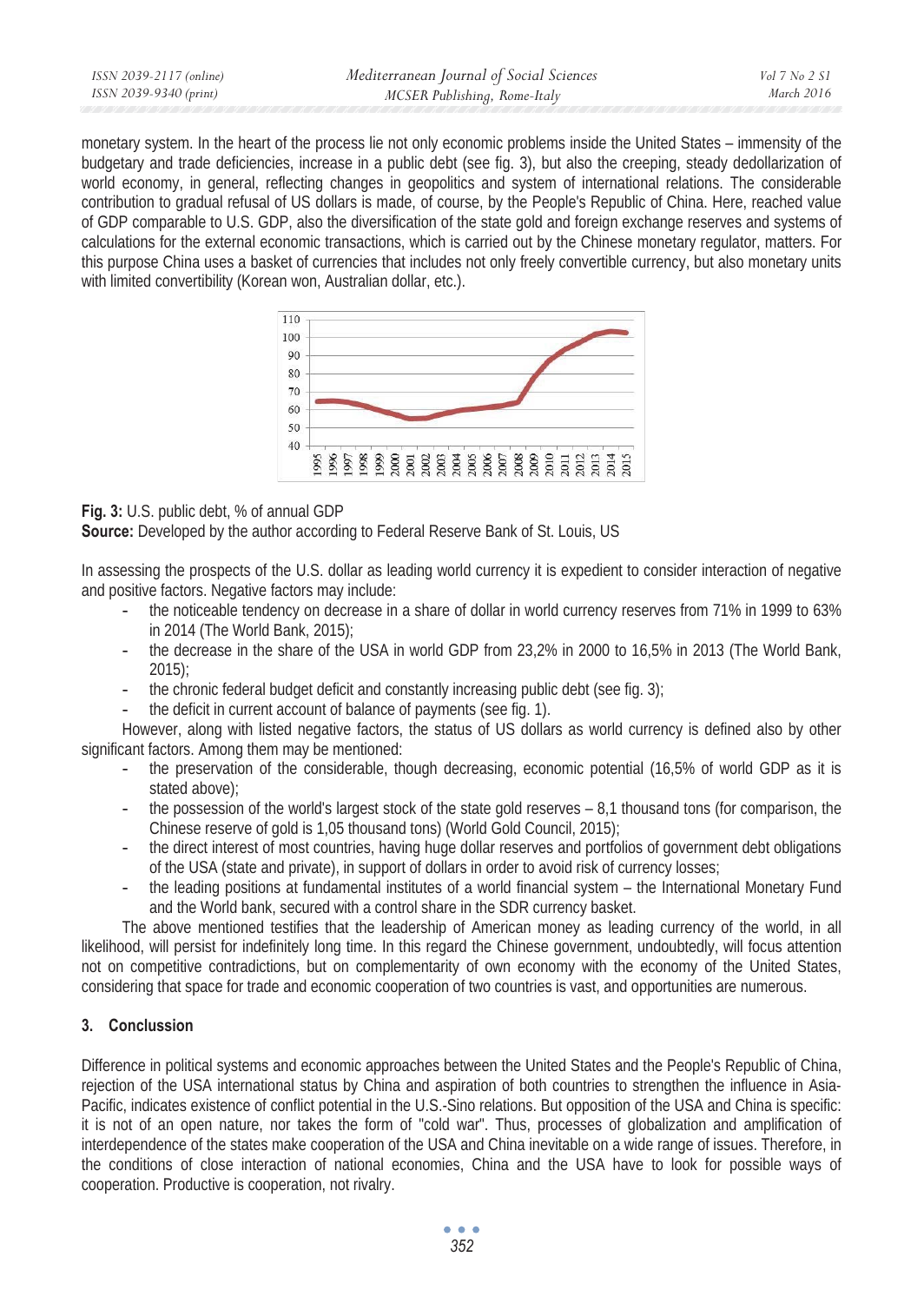monetary system. In the heart of the process lie not only economic problems inside the United States – immensity of the budgetary and trade deficiencies, increase in a public debt (see fig. 3), but also the creeping, steady dedollarization of world economy, in general, reflecting changes in geopolitics and system of international relations. The considerable contribution to gradual refusal of US dollars is made, of course, by the People's Republic of China. Here, reached value of GDP comparable to U.S. GDP, also the diversification of the state gold and foreign exchange reserves and systems of calculations for the external economic transactions, which is carried out by the Chinese monetary regulator, matters. For this purpose China uses a basket of currencies that includes not only freely convertible currency, but also monetary units with limited convertibility (Korean won, Australian dollar, etc.).

**Fig. 3:** U.S. public debt, % of annual GDP
**Source:** Developed by the author according to Federal Reserve Bank of St. Louis, US

In assessing the prospects of the U.S. dollar as leading world currency it is expedient to consider interaction of negative and positive factors. Negative factors may include:

- the noticeable tendency on decrease in a share of dollar in world currency reserves from 71% in 1999 to 63% in 2014 (The World Bank, 2015);
- the decrease in the share of the USA in world GDP from 23,2% in 2000 to 16,5% in 2013 (The World Bank, 2015);
- the chronic federal budget deficit and constantly increasing public debt (see fig. 3);
- the deficit in current account of balance of payments (see fig. 1).

However, along with listed negative factors, the status of US dollars as world currency is defined also by other significant factors. Among them may be mentioned:

- the preservation of the considerable, though decreasing, economic potential (16,5% of world GDP as it is stated above);
- the possession of the world's largest stock of the state gold reserves – 8,1 thousand tons (for comparison, the Chinese reserve of gold is 1,05 thousand tons) (World Gold Council, 2015);
- the direct interest of most countries, having huge dollar reserves and portfolios of government debt obligations of the USA (state and private), in support of dollars in order to avoid risk of currency losses;
- the leading positions at fundamental institutes of a world financial system – the International Monetary Fund and the World bank, secured with a control share in the SDR currency basket.

The above mentioned testifies that the leadership of American money as leading currency of the world, in all likelihood, will persist for indefinitely long time. In this regard the Chinese government, undoubtedly, will focus attention not on competitive contradictions, but on complementarity of own economy with the economy of the United States, considering that space for trade and economic cooperation of two countries is vast, and opportunities are numerous.

## 3. Conclussion

Difference in political systems and economic approaches between the United States and the People's Republic of China, rejection of the USA international status by China and aspiration of both countries to strengthen the influence in Asia-Pacific, indicates existence of conflict potential in the U.S.-Sino relations. But opposition of the USA and China is specific: it is not of an open nature, nor takes the form of "cold war". Thus, processes of globalization and amplification of interdependence of the states make cooperation of the USA and China inevitable on a wide range of issues. Therefore, in the conditions of close interaction of national economies, China and the USA have to look for possible ways of cooperation. Productive is cooperation, not rivalry.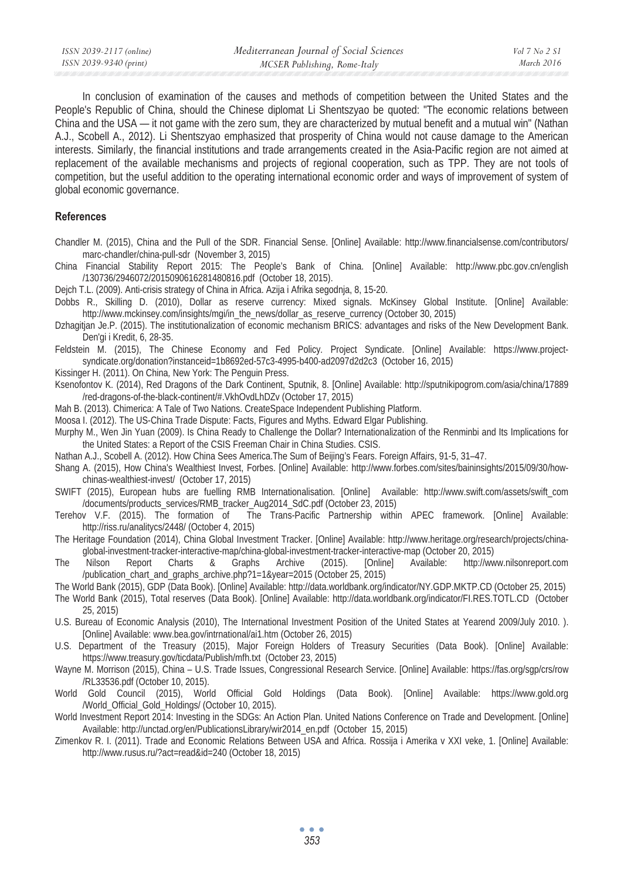In conclusion of examination of the causes and methods of competition between the United States and the People's Republic of China, should the Chinese diplomat Li Shentszyao be quoted: "The economic relations between China and the USA — it not game with the zero sum, they are characterized by mutual benefit and a mutual win" (Nathan A.J., Scobell A., 2012). Li Shentszyao emphasized that prosperity of China would not cause damage to the American interests. Similarly, the financial institutions and trade arrangements created in the Asia-Pacific region are not aimed at replacement of the available mechanisms and projects of regional cooperation, such as TPP. They are not tools of competition, but the useful addition to the operating international economic order and ways of improvement of system of global economic governance.

## References

Chandler M. (2015), China and the Pull of the SDR. Financial Sense. [Online] Available: http://www.financialsense.com/contributors/marc-chandler/china-pull-sdr (November 3, 2015)

China Financial Stability Report 2015: The People's Bank of China. [Online] Available: http://www.pbc.gov.cn/english/130736/2946072/2015090616281480816.pdf (October 18, 2015).

Dejch T.L. (2009). Anti-crisis strategy of China in Africa. Azija i Afrika segodnja, 8, 15-20.

Dobbs R., Skilling D. (2010), Dollar as reserve currency: Mixed signals. McKinsey Global Institute. [Online] Available: http://www.mckinsey.com/insights/mgi/in_the_news/dollar_as_reserve_currency (October 30, 2015)

Dzhagitjan Je.P. (2015). The institutionalization of economic mechanism BRICS: advantages and risks of the New Development Bank. Den'gi i Kredit, 6, 28-35.

Feldstein M. (2015), The Chinese Economy and Fed Policy. Project Syndicate. [Online] Available: https://www.project-syndicate.org/donation?instanceid=1b8692ed-57c3-4995-b400-ad2097d2d2c3 (October 16, 2015)

Kissinger H. (2011). On China, New York: The Penguin Press.

Ksenofontov K. (2014), Red Dragons of the Dark Continent, Sputnik, 8. [Online] Available: http://sputnikipogrom.com/asia/china/17889/red-dragons-of-the-black-continent/#.VkhOvdLhDZv (October 17, 2015)

Mah B. (2013). Chimerica: A Tale of Two Nations. CreateSpace Independent Publishing Platform.

Moosa I. (2012). The US-China Trade Dispute: Facts, Figures and Myths. Edward Elgar Publishing.

Murphy M., Wen Jin Yuan (2009). Is China Ready to Challenge the Dollar? Internationalization of the Renminbi and Its Implications for the United States: a Report of the CSIS Freeman Chair in China Studies. CSIS.

Nathan A.J., Scobell A. (2012). How China Sees America.The Sum of Beijing's Fears. Foreign Affairs, 91-5, 31–47.

Shang A. (2015), How China's Wealthiest Invest, Forbes. [Online] Available: http://www.forbes.com/sites/baininsights/2015/09/30/how-chinas-wealthiest-invest/ (October 17, 2015)

SWIFT (2015), European hubs are fuelling RMB Internationalisation. [Online] Available: http://www.swift.com/assets/swift_com/documents/products_services/RMB_tracker_Aug2014_SdC.pdf (October 23, 2015)

Terehov V.F. (2015). The formation of The Trans-Pacific Partnership within APEC framework. [Online] Available: http://riss.ru/analitycs/2448/ (October 4, 2015)

The Heritage Foundation (2014), China Global Investment Tracker. [Online] Available: http://www.heritage.org/research/projects/china-global-investment-tracker-interactive-map/china-global-investment-tracker-interactive-map (October 20, 2015)

The Nilson Report Charts & Graphs Archive (2015). [Online] Available: http://www.nilsonreport.com/publication_chart_and_graphs_archive.php?1=1&year=2015 (October 25, 2015)

The World Bank (2015), GDP (Data Book). [Online] Available: http://data.worldbank.org/indicator/NY.GDP.MKTP.CD (October 25, 2015)

The World Bank (2015), Total reserves (Data Book). [Online] Available: http://data.worldbank.org/indicator/FI.RES.TOTL.CD (October 25, 2015)

U.S. Bureau of Economic Analysis (2010), The International Investment Position of the United States at Yearend 2009/July 2010. ). [Online] Available: www.bea.gov/intrnational/ai1.htm (October 26, 2015)

U.S. Department of the Treasury (2015), Major Foreign Holders of Treasury Securities (Data Book). [Online] Available: https://www.treasury.gov/ticdata/Publish/mfh.txt (October 23, 2015)

Wayne M. Morrison (2015), China – U.S. Trade Issues, Congressional Research Service. [Online] Available: https://fas.org/sgp/crs/row/RL33536.pdf (October 10, 2015).

World Gold Council (2015), World Official Gold Holdings (Data Book). [Online] Available: https://www.gold.org/World_Official_Gold_Holdings/ (October 10, 2015).

World Investment Report 2014: Investing in the SDGs: An Action Plan. United Nations Conference on Trade and Development. [Online] Available: http://unctad.org/en/PublicationsLibrary/wir2014_en.pdf (October 15, 2015)

Zimenkov R. I. (2011). Trade and Economic Relations Between USA and Africa. Rossija i Amerika v XXI veke, 1. [Online] Available: http://www.rusus.ru/?act=read&id=240 (October 18, 2015)